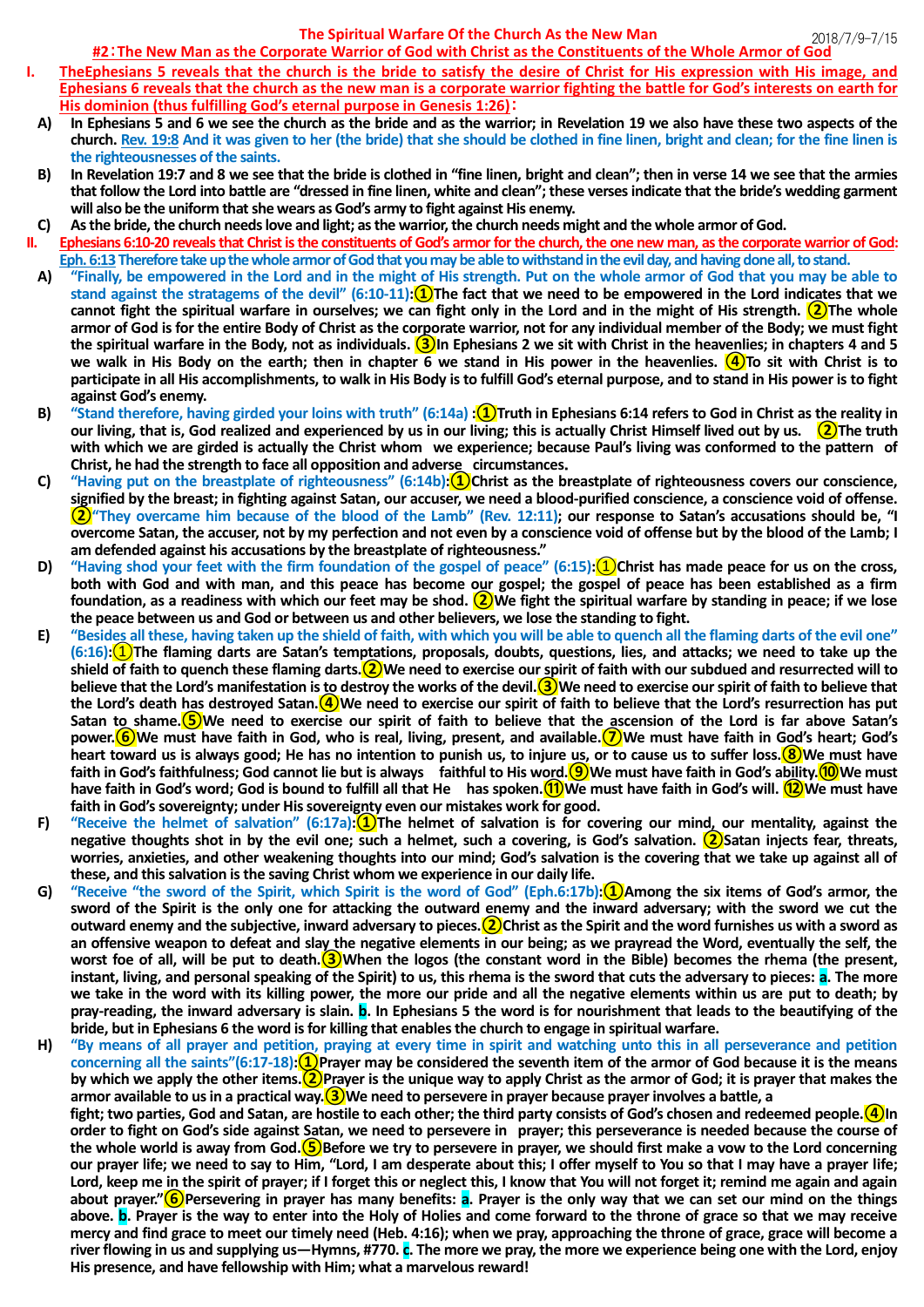# The Spiritual Warfare Of the Church As the New Man

2018/7/9-7/15

## #2：The New Man as the Corporate Warrior of God with Christ as the Constituents of the Whole Armor of God

**I. TheEphesians 5 reveals that the church is the bride to satisfy the desire of Christ for His expression with His image, and Ephesians 6 reveals that the church as the new man is a corporate warrior fighting the battle for God's interests on earth for His dominion (thus fulfilling God's eternal purpose in Genesis 1:26)：**

**A)** In Ephesians 5 and 6 we see the church as the bride and as the warrior; in Revelation 19 we also have these two aspects of the church. **Rev. 19:8 And it was given to her (the bride) that she should be clothed in fine linen, bright and clean; for the fine linen is the righteousnesses of the saints.**

**B)** In Revelation 19:7 and 8 we see that the bride is clothed in "fine linen, bright and clean"; then in verse 14 we see that the armies that follow the Lord into battle are "dressed in fine linen, white and clean"; these verses indicate that the bride's wedding garment will also be the uniform that she wears as God's army to fight against His enemy.

**C)** As the bride, the church needs love and light; as the warrior, the church needs might and the whole armor of God.

**II. Ephesians 6:10-20 reveals that Christ is the constituents of God's armor for the church, the one new man, as the corporate warrior of God:**
**Eph. 6:13 Therefore take up the whole armor of God that you may be able to withstand in the evil day, and having done all, to stand.**

**A)** **"Finally, be empowered in the Lord and in the might of His strength. Put on the whole armor of God that you may be able to stand against the stratagems of the devil" (6:10-11):** ①The fact that we need to be empowered in the Lord indicates that we cannot fight the spiritual warfare in ourselves; we can fight only in the Lord and in the might of His strength. ②The whole armor of God is for the entire Body of Christ as the corporate warrior, not for any individual member of the Body; we must fight the spiritual warfare in the Body, not as individuals. ③In Ephesians 2 we sit with Christ in the heavenlies; in chapters 4 and 5 we walk in His Body on the earth; then in chapter 6 we stand in His power in the heavenlies. ④To sit with Christ is to participate in all His accomplishments, to walk in His Body is to fulfill God's eternal purpose, and to stand in His power is to fight against God's enemy.

**B)** **"Stand therefore, having girded your loins with truth" (6:14a) :** ①Truth in Ephesians 6:14 refers to God in Christ as the reality in our living, that is, God realized and experienced by us in our living; this is actually Christ Himself lived out by us. ②The truth with which we are girded is actually the Christ whom we experience; because Paul's living was conformed to the pattern of Christ, he had the strength to face all opposition and adverse circumstances.

**C)** **"Having put on the breastplate of righteousness" (6:14b):** ①Christ as the breastplate of righteousness covers our conscience, signified by the breast; in fighting against Satan, our accuser, we need a blood-purified conscience, a conscience void of offense. ②**"They overcame him because of the blood of the Lamb" (Rev. 12:11)**; our response to Satan's accusations should be, "I overcome Satan, the accuser, not by my perfection and not even by a conscience void of offense but by the blood of the Lamb; I am defended against his accusations by the breastplate of righteousness."

**D)** **"Having shod your feet with the firm foundation of the gospel of peace" (6:15):** ①Christ has made peace for us on the cross, both with God and with man, and this peace has become our gospel; the gospel of peace has been established as a firm foundation, as a readiness with which our feet may be shod. ②We fight the spiritual warfare by standing in peace; if we lose the peace between us and God or between us and other believers, we lose the standing to fight.

**E)** **"Besides all these, having taken up the shield of faith, with which you will be able to quench all the flaming darts of the evil one" (6:16):** ①The flaming darts are Satan's temptations, proposals, doubts, questions, lies, and attacks; we need to take up the shield of faith to quench these flaming darts. ②We need to exercise our spirit of faith with our subdued and resurrected will to believe that the Lord's manifestation is to destroy the works of the devil. ③We need to exercise our spirit of faith to believe that the Lord's death has destroyed Satan. ④We need to exercise our spirit of faith to believe that the Lord's resurrection has put Satan to shame. ⑤We need to exercise our spirit of faith to believe that the ascension of the Lord is far above Satan's power. ⑥We must have faith in God, who is real, living, present, and available. ⑦We must have faith in God's heart; God's heart toward us is always good; He has no intention to punish us, to injure us, or to cause us to suffer loss. ⑧We must have faith in God's faithfulness; God cannot lie but is always faithful to His word. ⑨We must have faith in God's ability. ⑩We must have faith in God's word; God is bound to fulfill all that He has spoken. ⑪We must have faith in God's will. ⑫We must have faith in God's sovereignty; under His sovereignty even our mistakes work for good.

**F)** **"Receive the helmet of salvation" (6:17a):** ①The helmet of salvation is for covering our mind, our mentality, against the negative thoughts shot in by the evil one; such a helmet, such a covering, is God's salvation. ②Satan injects fear, threats, worries, anxieties, and other weakening thoughts into our mind; God's salvation is the covering that we take up against all of these, and this salvation is the saving Christ whom we experience in our daily life.

**G)** **"Receive "the sword of the Spirit, which Spirit is the word of God" (Eph.6:17b):** ①Among the six items of God's armor, the sword of the Spirit is the only one for attacking the outward enemy and the inward adversary; with the sword we cut the outward enemy and the subjective, inward adversary to pieces. ②Christ as the Spirit and the word furnishes us with a sword as an offensive weapon to defeat and slay the negative elements in our being; as we prayread the Word, eventually the self, the worst foe of all, will be put to death. ③When the logos (the constant word in the Bible) becomes the rhema (the present, instant, living, and personal speaking of the Spirit) to us, this rhema is the sword that cuts the adversary to pieces: **a**. The more we take in the word with its killing power, the more our pride and all the negative elements within us are put to death; by pray-reading, the inward adversary is slain. **b**. In Ephesians 5 the word is for nourishment that leads to the beautifying of the bride, but in Ephesians 6 the word is for killing that enables the church to engage in spiritual warfare.

**H)** **"By means of all prayer and petition, praying at every time in spirit and watching unto this in all perseverance and petition concerning all the saints"(6:17-18):** ①Prayer may be considered the seventh item of the armor of God because it is the means by which we apply the other items. ②Prayer is the unique way to apply Christ as the armor of God; it is prayer that makes the armor available to us in a practical way. ③We need to persevere in prayer because prayer involves a battle, a fight; two parties, God and Satan, are hostile to each other; the third party consists of God's chosen and redeemed people. ④In order to fight on God's side against Satan, we need to persevere in prayer; this perseverance is needed because the course of the whole world is away from God. ⑤Before we try to persevere in prayer, we should first make a vow to the Lord concerning our prayer life; we need to say to Him, "Lord, I am desperate about this; I offer myself to You so that I may have a prayer life; Lord, keep me in the spirit of prayer; if I forget this or neglect this, I know that You will not forget it; remind me again and again about prayer." ⑥Persevering in prayer has many benefits: **a**. Prayer is the only way that we can set our mind on the things above. **b**. Prayer is the way to enter into the Holy of Holies and come forward to the throne of grace so that we may receive mercy and find grace to meet our timely need (Heb. 4:16); when we pray, approaching the throne of grace, grace will become a river flowing in us and supplying us—Hymns, #770. **c**. The more we pray, the more we experience being one with the Lord, enjoy His presence, and have fellowship with Him; what a marvelous reward!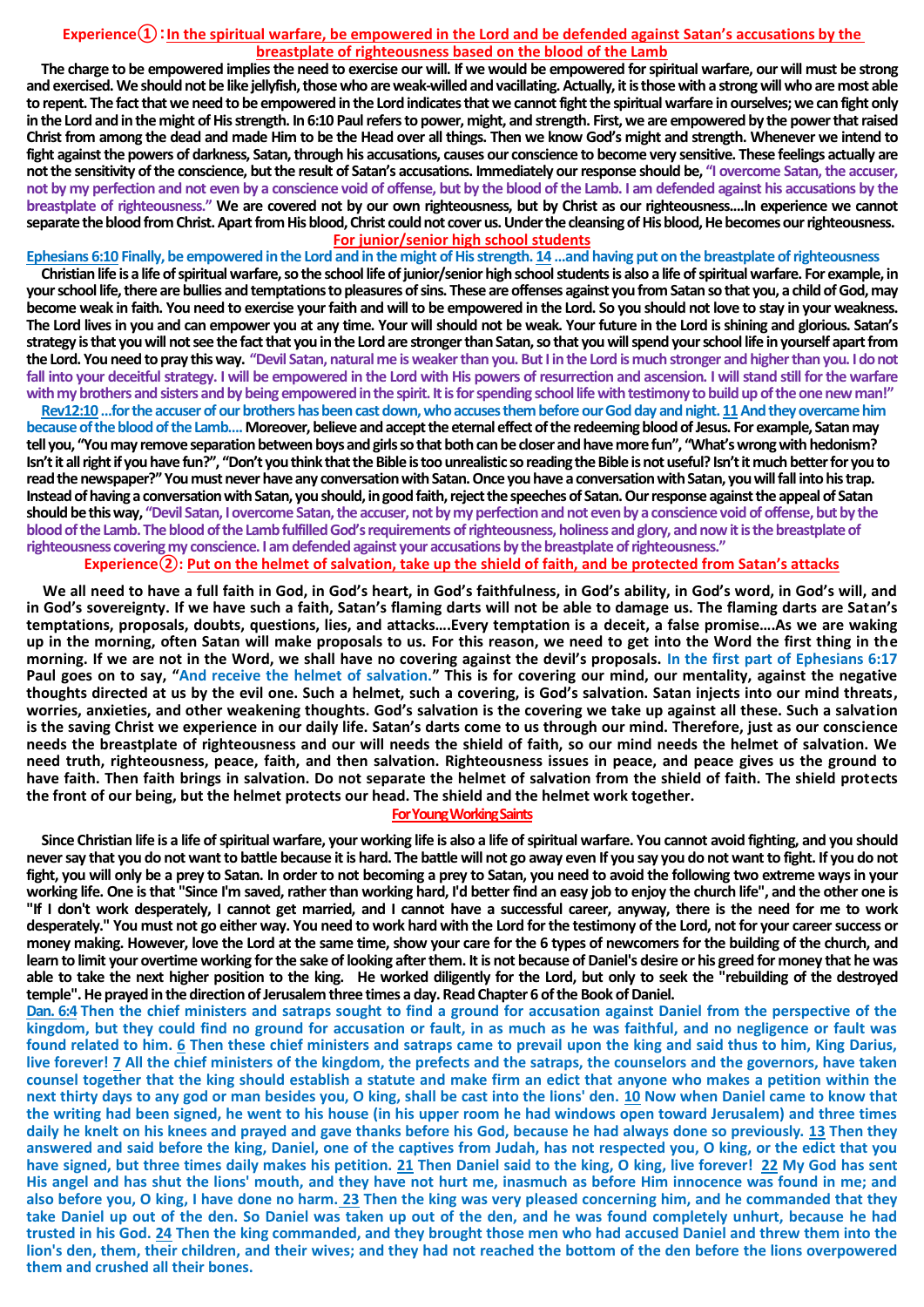## Experience①：In the spiritual warfare, be empowered in the Lord and be defended against Satan's accusations by the breastplate of righteousness based on the blood of the Lamb

**The charge to be empowered implies the need to exercise our will. If we would be empowered for spiritual warfare, our will must be strong and exercised. We should not be like jellyfish, those who are weak-willed and vacillating. Actually, it is those with a strong will who are most able to repent. The fact that we need to be empowered in the Lord indicates that we cannot fight the spiritual warfare in ourselves; we can fight only in the Lord and in the might of His strength. In 6:10 Paul refers to power, might, and strength. First, we are empowered by the power that raised Christ from among the dead and made Him to be the Head over all things. Then we know God's might and strength. Whenever we intend to fight against the powers of darkness, Satan, through his accusations, causes our conscience to become very sensitive. These feelings actually are not the sensitivity of the conscience, but the result of Satan's accusations. Immediately our response should be, "I overcome Satan, the accuser, not by my perfection and not even by a conscience void of offense, but by the blood of the Lamb. I am defended against his accusations by the breastplate of righteousness." We are covered not by our own righteousness, but by Christ as our righteousness....In experience we cannot separate the blood from Christ. Apart from His blood, Christ could not cover us. Under the cleansing of His blood, He becomes our righteousness.**

### For junior/senior high school students

**Ephesians 6:10 Finally, be empowered in the Lord and in the might of His strength. 14 ...and having put on the breastplate of righteousness**

**Christian life is a life of spiritual warfare, so the school life of junior/senior high school students is also a life of spiritual warfare. For example, in your school life, there are bullies and temptations to pleasures of sins. These are offenses against you from Satan so that you, a child of God, may become weak in faith. You need to exercise your faith and will to be empowered in the Lord. So you should not love to stay in your weakness. The Lord lives in you and can empower you at any time. Your will should not be weak. Your future in the Lord is shining and glorious. Satan's strategy is that you will not see the fact that you in the Lord are stronger than Satan, so that you will spend your school life in yourself apart from the Lord. You need to pray this way. "Devil Satan, natural me is weaker than you. But I in the Lord is much stronger and higher than you. I do not fall into your deceitful strategy. I will be empowered in the Lord with His powers of resurrection and ascension. I will stand still for the warfare with my brothers and sisters and by being empowered in the spirit. It is for spending school life with testimony to build up of the one new man!"**

**Rev12:10 ...for the accuser of our brothers has been cast down, who accuses them before our God day and night. 11 And they overcame him because of the blood of the Lamb.... Moreover, believe and accept the eternal effect of the redeeming blood of Jesus. For example, Satan may tell you, "You may remove separation between boys and girls so that both can be closer and have more fun", "What's wrong with hedonism? Isn't it all right if you have fun?", "Don't you think that the Bible is too unrealistic so reading the Bible is not useful? Isn't it much better for you to read the newspaper?" You must never have any conversation with Satan. Once you have a conversation with Satan, you will fall into his trap. Instead of having a conversation with Satan, you should, in good faith, reject the speeches of Satan. Our response against the appeal of Satan should be this way, "Devil Satan, I overcome Satan, the accuser, not by my perfection and not even by a conscience void of offense, but by the blood of the Lamb. The blood of the Lamb fulfilled God's requirements of righteousness, holiness and glory, and now it is the breastplate of righteousness covering my conscience. I am defended against your accusations by the breastplate of righteousness."**

## Experience②: Put on the helmet of salvation, take up the shield of faith, and be protected from Satan's attacks

**We all need to have a full faith in God, in God's heart, in God's faithfulness, in God's ability, in God's word, in God's will, and in God's sovereignty. If we have such a faith, Satan's flaming darts will not be able to damage us. The flaming darts are Satan's temptations, proposals, doubts, questions, lies, and attacks....Every temptation is a deceit, a false promise....As we are waking up in the morning, often Satan will make proposals to us. For this reason, we need to get into the Word the first thing in the morning. If we are not in the Word, we shall have no covering against the devil's proposals. In the first part of Ephesians 6:17 Paul goes on to say, "And receive the helmet of salvation." This is for covering our mind, our mentality, against the negative thoughts directed at us by the evil one. Such a helmet, such a covering, is God's salvation. Satan injects into our mind threats, worries, anxieties, and other weakening thoughts. God's salvation is the covering we take up against all these. Such a salvation is the saving Christ we experience in our daily life. Satan's darts come to us through our mind. Therefore, just as our conscience needs the breastplate of righteousness and our will needs the shield of faith, so our mind needs the helmet of salvation. We need truth, righteousness, peace, faith, and then salvation. Righteousness issues in peace, and peace gives us the ground to have faith. Then faith brings in salvation. Do not separate the helmet of salvation from the shield of faith. The shield protects the front of our being, but the helmet protects our head. The shield and the helmet work together.**

### For Young Working Saints

**Since Christian life is a life of spiritual warfare, your working life is also a life of spiritual warfare. You cannot avoid fighting, and you should never say that you do not want to battle because it is hard. The battle will not go away even If you say you do not want to fight. If you do not fight, you will only be a prey to Satan. In order to not becoming a prey to Satan, you need to avoid the following two extreme ways in your working life. One is that "Since I'm saved, rather than working hard, I'd better find an easy job to enjoy the church life", and the other one is "If I don't work desperately, I cannot get married, and I cannot have a successful career, anyway, there is the need for me to work desperately." You must not go either way. You need to work hard with the Lord for the testimony of the Lord, not for your career success or money making. However, love the Lord at the same time, show your care for the 6 types of newcomers for the building of the church, and learn to limit your overtime working for the sake of looking after them. It is not because of Daniel's desire or his greed for money that he was able to take the next higher position to the king. He worked diligently for the Lord, but only to seek the "rebuilding of the destroyed temple". He prayed in the direction of Jerusalem three times a day. Read Chapter 6 of the Book of Daniel.**

**Dan. 6:4 Then the chief ministers and satraps sought to find a ground for accusation against Daniel from the perspective of the kingdom, but they could find no ground for accusation or fault, in as much as he was faithful, and no negligence or fault was found related to him. 6 Then these chief ministers and satraps came to prevail upon the king and said thus to him, King Darius, live forever! 7 All the chief ministers of the kingdom, the prefects and the satraps, the counselors and the governors, have taken counsel together that the king should establish a statute and make firm an edict that anyone who makes a petition within the next thirty days to any god or man besides you, O king, shall be cast into the lions' den. 10 Now when Daniel came to know that the writing had been signed, he went to his house (in his upper room he had windows open toward Jerusalem) and three times daily he knelt on his knees and prayed and gave thanks before his God, because he had always done so previously. 13 Then they answered and said before the king, Daniel, one of the captives from Judah, has not respected you, O king, or the edict that you have signed, but three times daily makes his petition. 21 Then Daniel said to the king, O king, live forever! 22 My God has sent His angel and has shut the lions' mouth, and they have not hurt me, inasmuch as before Him innocence was found in me; and also before you, O king, I have done no harm. 23 Then the king was very pleased concerning him, and he commanded that they take Daniel up out of the den. So Daniel was taken up out of the den, and he was found completely unhurt, because he had trusted in his God. 24 Then the king commanded, and they brought those men who had accused Daniel and threw them into the lion's den, them, their children, and their wives; and they had not reached the bottom of the den before the lions overpowered them and crushed all their bones.**